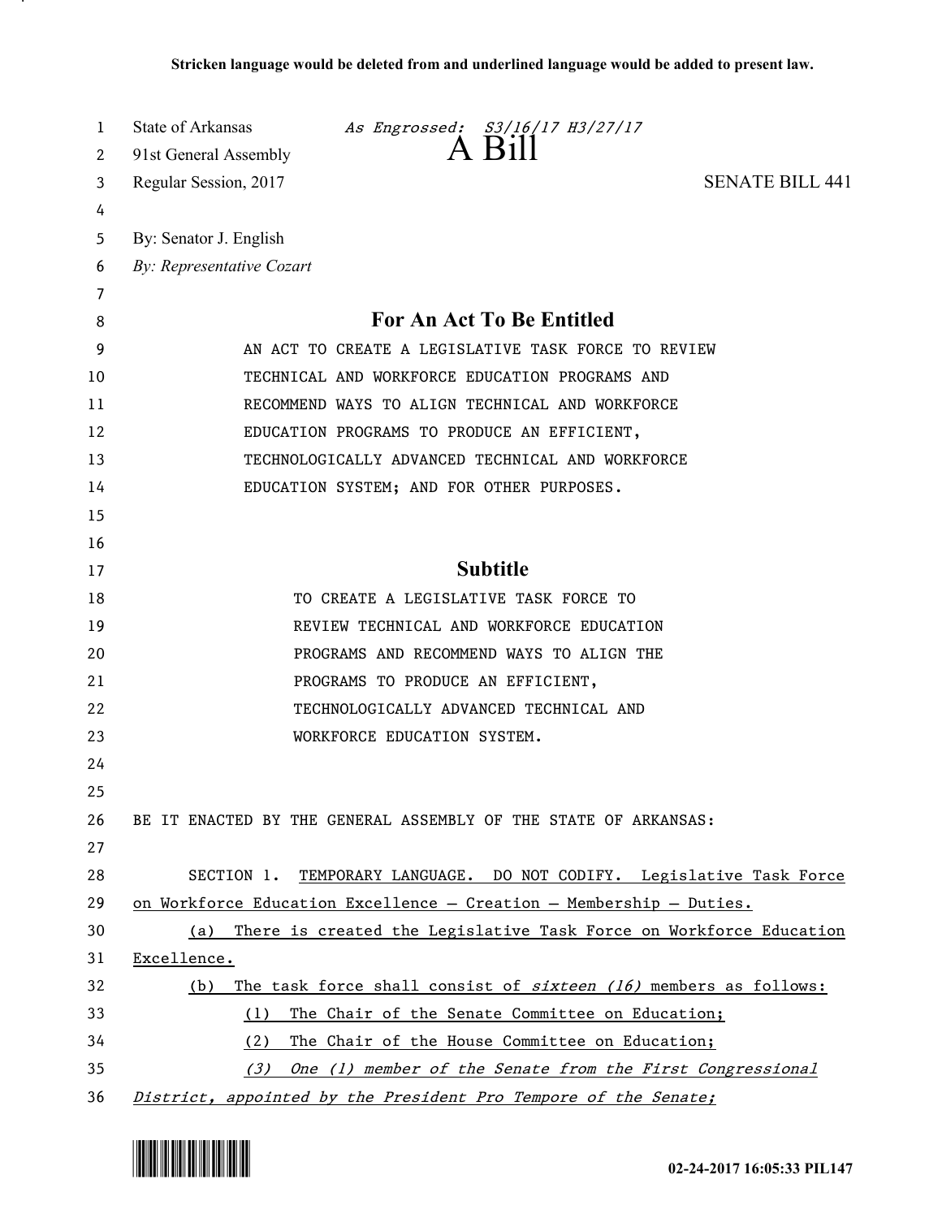**Stricken language would be deleted from and underlined language would be added to present law.**

State of Arkansas *As Engrossed: S3/16/17 H3/27/17*
91st General Assembly
# A Bill
Regular Session, 2017 SENATE BILL 441

By: Senator J. English
*By: Representative Cozart*

## For An Act To Be Entitled

AN ACT TO CREATE A LEGISLATIVE TASK FORCE TO REVIEW TECHNICAL AND WORKFORCE EDUCATION PROGRAMS AND RECOMMEND WAYS TO ALIGN TECHNICAL AND WORKFORCE EDUCATION PROGRAMS TO PRODUCE AN EFFICIENT, TECHNOLOGICALLY ADVANCED TECHNICAL AND WORKFORCE EDUCATION SYSTEM; AND FOR OTHER PURPOSES.

## Subtitle

TO CREATE A LEGISLATIVE TASK FORCE TO REVIEW TECHNICAL AND WORKFORCE EDUCATION PROGRAMS AND RECOMMEND WAYS TO ALIGN THE PROGRAMS TO PRODUCE AN EFFICIENT, TECHNOLOGICALLY ADVANCED TECHNICAL AND WORKFORCE EDUCATION SYSTEM.

BE IT ENACTED BY THE GENERAL ASSEMBLY OF THE STATE OF ARKANSAS:

SECTION 1. TEMPORARY LANGUAGE. DO NOT CODIFY. Legislative Task Force on Workforce Education Excellence — Creation — Membership — Duties.

(a) There is created the Legislative Task Force on Workforce Education Excellence.

(b) The task force shall consist of *sixteen (16)* members as follows:

(1) The Chair of the Senate Committee on Education;

(2) The Chair of the House Committee on Education;

*(3) One (1) member of the Senate from the First Congressional District, appointed by the President Pro Tempore of the Senate;*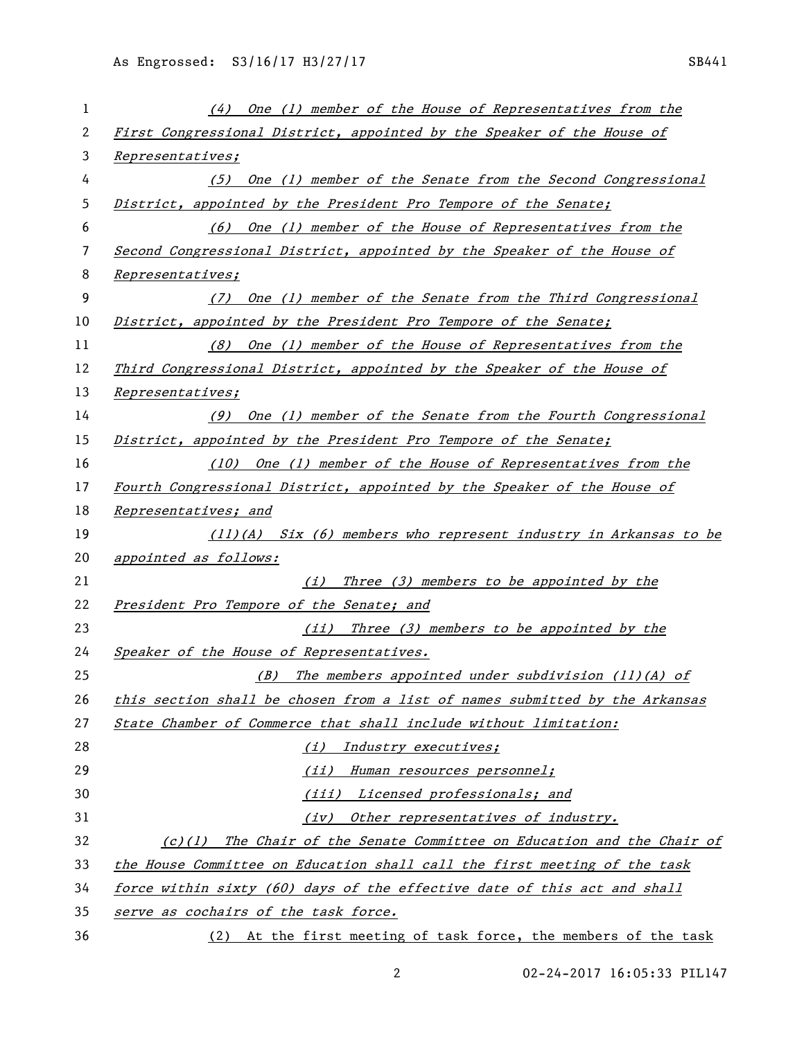*(4) One (1) member of the House of Representatives from the First Congressional District, appointed by the Speaker of the House of Representatives;*

*(5) One (1) member of the Senate from the Second Congressional District, appointed by the President Pro Tempore of the Senate;*

*(6) One (1) member of the House of Representatives from the Second Congressional District, appointed by the Speaker of the House of Representatives;*

*(7) One (1) member of the Senate from the Third Congressional District, appointed by the President Pro Tempore of the Senate;*

*(8) One (1) member of the House of Representatives from the Third Congressional District, appointed by the Speaker of the House of Representatives;*

*(9) One (1) member of the Senate from the Fourth Congressional District, appointed by the President Pro Tempore of the Senate;*

*(10) One (1) member of the House of Representatives from the Fourth Congressional District, appointed by the Speaker of the House of Representatives; and*

*(11)(A) Six (6) members who represent industry in Arkansas to be appointed as follows:*

*(i) Three (3) members to be appointed by the President Pro Tempore of the Senate; and*

*(ii) Three (3) members to be appointed by the Speaker of the House of Representatives.*

*(B) The members appointed under subdivision (11)(A) of this section shall be chosen from a list of names submitted by the Arkansas State Chamber of Commerce that shall include without limitation:*

*(i) Industry executives;*

*(ii) Human resources personnel;*

*(iii) Licensed professionals; and*

*(iv) Other representatives of industry.*

*(c)(1) The Chair of the Senate Committee on Education and the Chair of the House Committee on Education shall call the first meeting of the task force within sixty (60) days of the effective date of this act and shall serve as cochairs of the task force.*

(2) At the first meeting of task force, the members of the task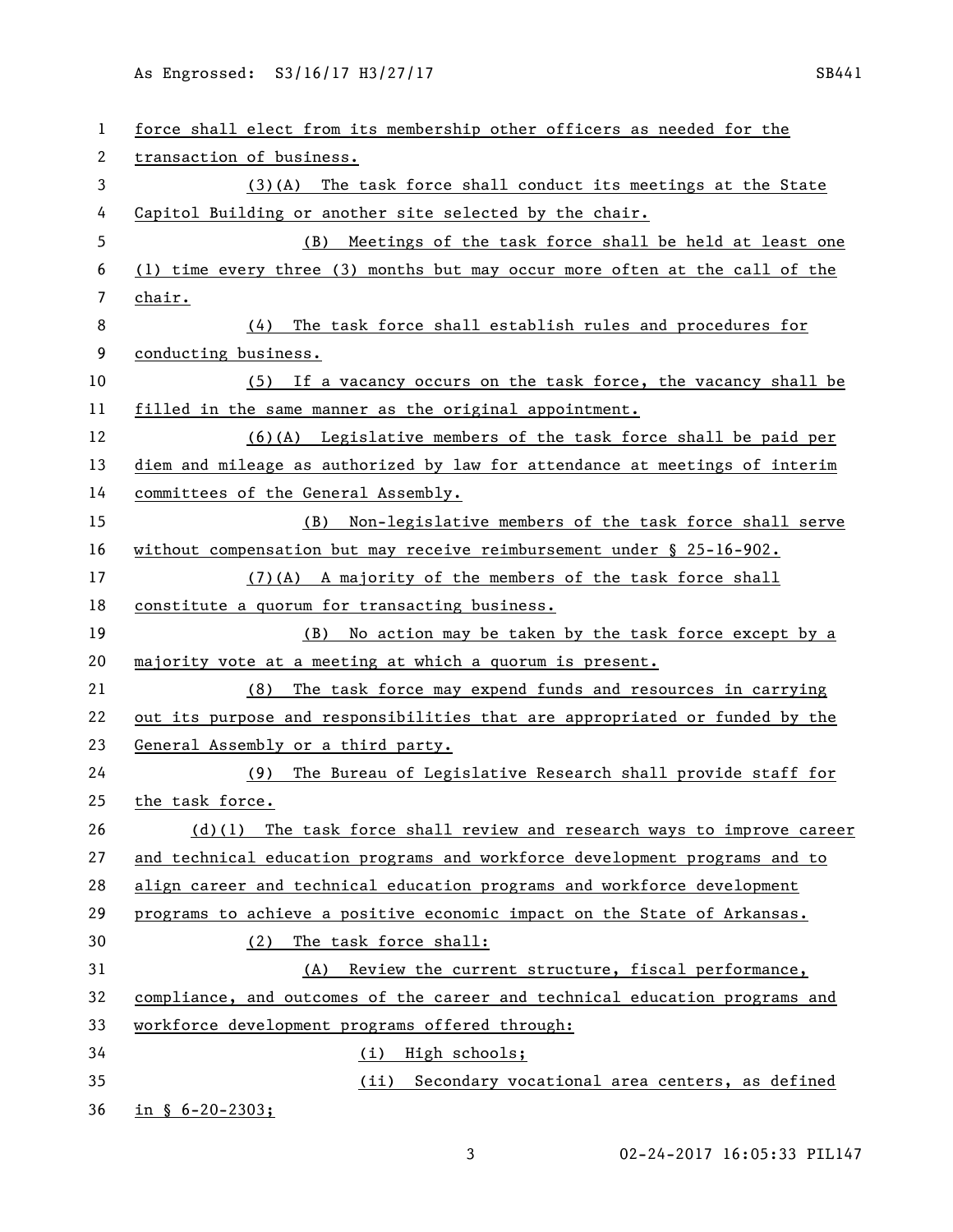force shall elect from its membership other officers as needed for the transaction of business.

(3)(A) The task force shall conduct its meetings at the State Capitol Building or another site selected by the chair.

(B) Meetings of the task force shall be held at least one (1) time every three (3) months but may occur more often at the call of the chair.

(4) The task force shall establish rules and procedures for conducting business.

(5) If a vacancy occurs on the task force, the vacancy shall be filled in the same manner as the original appointment.

(6)(A) Legislative members of the task force shall be paid per diem and mileage as authorized by law for attendance at meetings of interim committees of the General Assembly.

(B) Non-legislative members of the task force shall serve without compensation but may receive reimbursement under § 25-16-902.

(7)(A) A majority of the members of the task force shall constitute a quorum for transacting business.

(B) No action may be taken by the task force except by a majority vote at a meeting at which a quorum is present.

(8) The task force may expend funds and resources in carrying out its purpose and responsibilities that are appropriated or funded by the General Assembly or a third party.

(9) The Bureau of Legislative Research shall provide staff for the task force.

(d)(1) The task force shall review and research ways to improve career and technical education programs and workforce development programs and to align career and technical education programs and workforce development programs to achieve a positive economic impact on the State of Arkansas.

(2) The task force shall:

(A) Review the current structure, fiscal performance, compliance, and outcomes of the career and technical education programs and workforce development programs offered through:

(i) High schools;

(ii) Secondary vocational area centers, as defined in § 6-20-2303;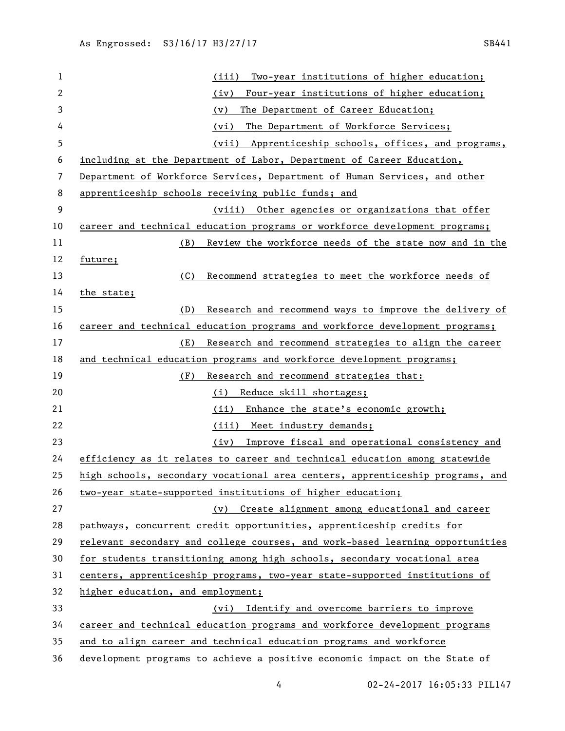(iii) Two-year institutions of higher education;

(iv) Four-year institutions of higher education;

(v) The Department of Career Education;

(vi) The Department of Workforce Services;

(vii) Apprenticeship schools, offices, and programs, including at the Department of Labor, Department of Career Education, Department of Workforce Services, Department of Human Services, and other apprenticeship schools receiving public funds; and

(viii) Other agencies or organizations that offer career and technical education programs or workforce development programs;

(B) Review the workforce needs of the state now and in the future;

(C) Recommend strategies to meet the workforce needs of the state;

(D) Research and recommend ways to improve the delivery of career and technical education programs and workforce development programs;

(E) Research and recommend strategies to align the career and technical education programs and workforce development programs;

(F) Research and recommend strategies that:

(i) Reduce skill shortages;

(ii) Enhance the state's economic growth;

(iii) Meet industry demands;

(iv) Improve fiscal and operational consistency and efficiency as it relates to career and technical education among statewide high schools, secondary vocational area centers, apprenticeship programs, and two-year state-supported institutions of higher education;

(v) Create alignment among educational and career pathways, concurrent credit opportunities, apprenticeship credits for relevant secondary and college courses, and work-based learning opportunities for students transitioning among high schools, secondary vocational area centers, apprenticeship programs, two-year state-supported institutions of higher education, and employment;

(vi) Identify and overcome barriers to improve career and technical education programs and workforce development programs and to align career and technical education programs and workforce development programs to achieve a positive economic impact on the State of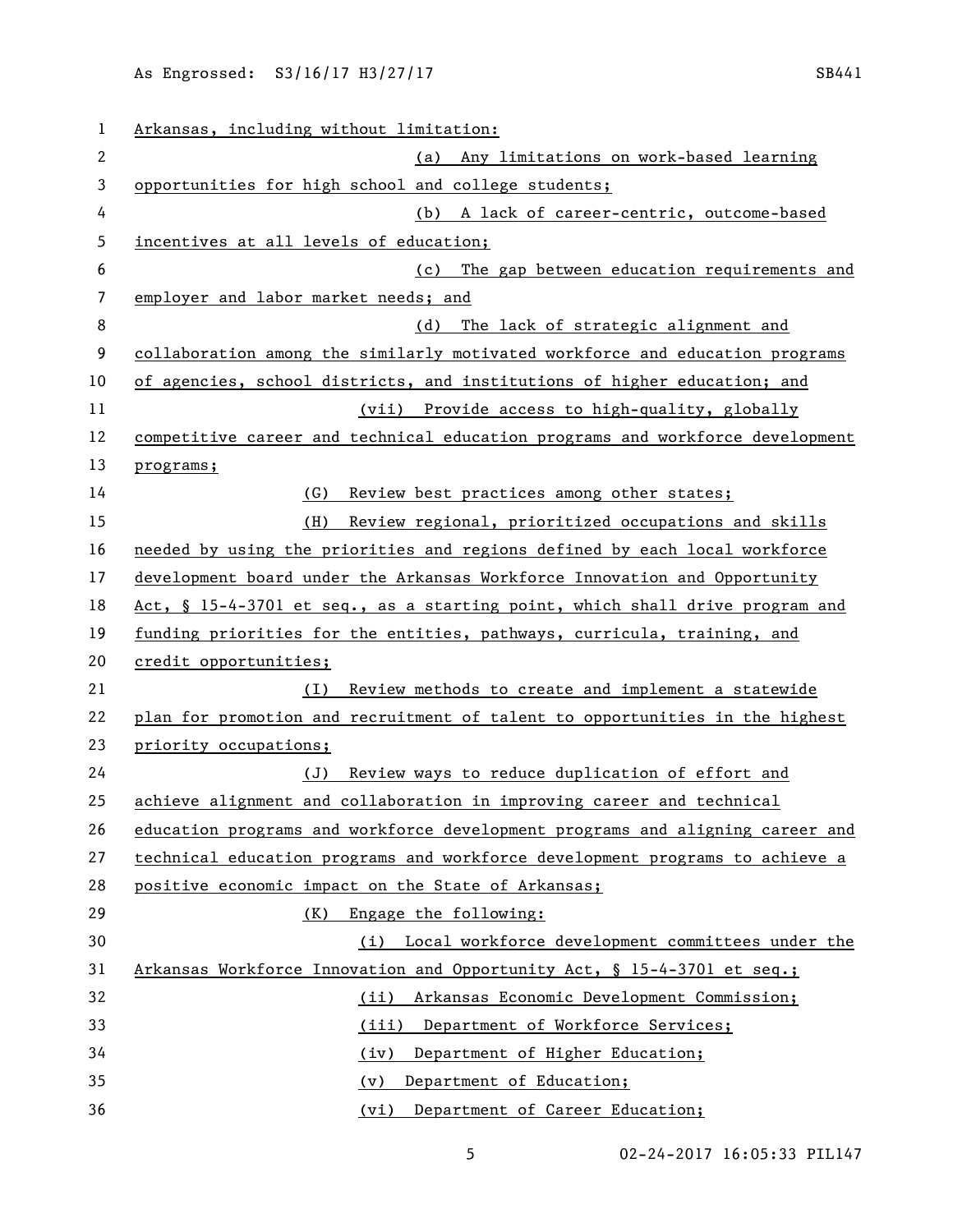Arkansas, including without limitation:

(a) Any limitations on work-based learning opportunities for high school and college students;

(b) A lack of career-centric, outcome-based incentives at all levels of education;

(c) The gap between education requirements and employer and labor market needs; and

(d) The lack of strategic alignment and collaboration among the similarly motivated workforce and education programs of agencies, school districts, and institutions of higher education; and

(vii) Provide access to high-quality, globally competitive career and technical education programs and workforce development programs;

(G) Review best practices among other states;

(H) Review regional, prioritized occupations and skills needed by using the priorities and regions defined by each local workforce development board under the Arkansas Workforce Innovation and Opportunity Act, § 15-4-3701 et seq., as a starting point, which shall drive program and funding priorities for the entities, pathways, curricula, training, and credit opportunities;

(I) Review methods to create and implement a statewide plan for promotion and recruitment of talent to opportunities in the highest priority occupations;

(J) Review ways to reduce duplication of effort and achieve alignment and collaboration in improving career and technical education programs and workforce development programs and aligning career and technical education programs and workforce development programs to achieve a positive economic impact on the State of Arkansas;

(K) Engage the following:

(i) Local workforce development committees under the Arkansas Workforce Innovation and Opportunity Act, § 15-4-3701 et seq.;

(ii) Arkansas Economic Development Commission;

(iii) Department of Workforce Services;

(iv) Department of Higher Education;

(v) Department of Education;

(vi) Department of Career Education;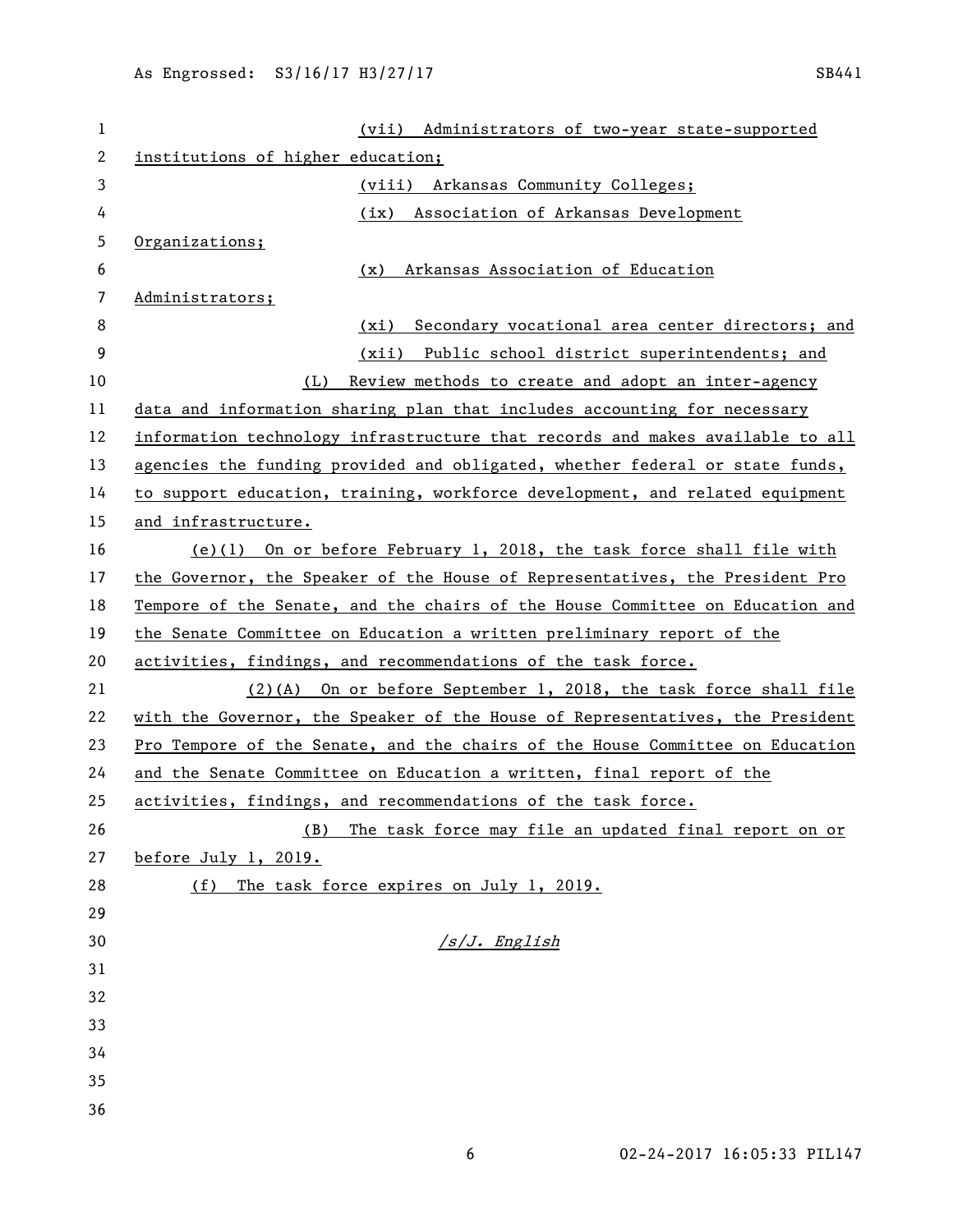(vii) Administrators of two-year state-supported institutions of higher education;

(viii) Arkansas Community Colleges;

(ix) Association of Arkansas Development Organizations;

(x) Arkansas Association of Education Administrators;

(xi) Secondary vocational area center directors; and

(xii) Public school district superintendents; and

(L) Review methods to create and adopt an inter-agency data and information sharing plan that includes accounting for necessary information technology infrastructure that records and makes available to all agencies the funding provided and obligated, whether federal or state funds, to support education, training, workforce development, and related equipment and infrastructure.

(e)(1) On or before February 1, 2018, the task force shall file with the Governor, the Speaker of the House of Representatives, the President Pro Tempore of the Senate, and the chairs of the House Committee on Education and the Senate Committee on Education a written preliminary report of the activities, findings, and recommendations of the task force.

(2)(A) On or before September 1, 2018, the task force shall file with the Governor, the Speaker of the House of Representatives, the President Pro Tempore of the Senate, and the chairs of the House Committee on Education and the Senate Committee on Education a written, final report of the activities, findings, and recommendations of the task force.

(B) The task force may file an updated final report on or before July 1, 2019.

(f) The task force expires on July 1, 2019.

*/s/J. English*